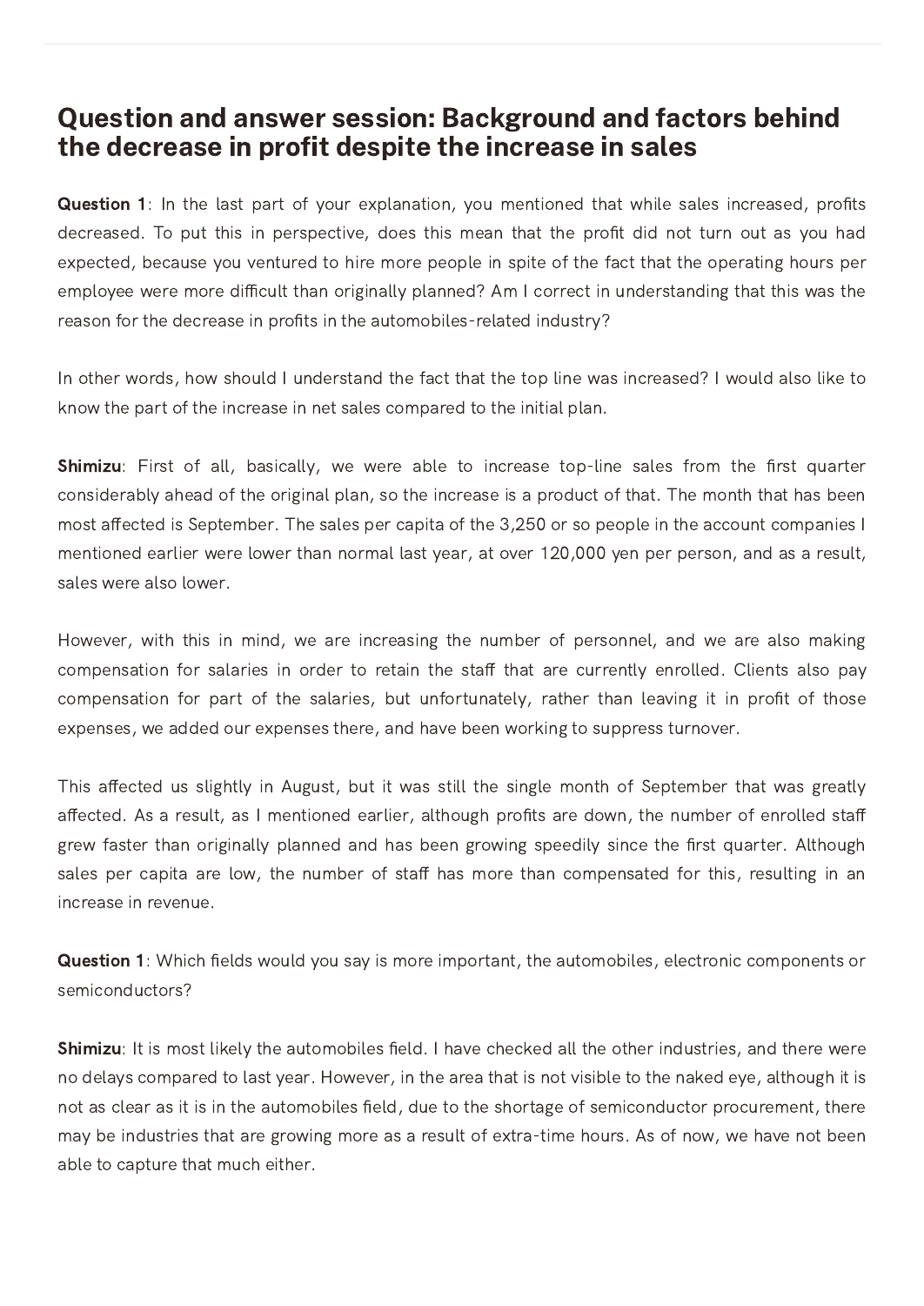## Question and answer session: Background and factors behind the decrease in profit despite the increase in sales

**Question 1**: In the last part of your explanation, you mentioned that while sales increased, profits decreased. To put this in perspective, does this mean that the profit did not turn out as you had expected, because you ventured to hire more people in spite of the fact that the operating hours per employee were more difficult than originally planned? Am I correct in understanding that this was the reason for the decrease in profits in the automobiles-related industry?

In other words, how should I understand the fact that the top line was increased? I would also like to know the part of the increase in net sales compared to the initial plan.

**Shimizu**: First of all, basically, we were able to increase top-line sales from the first quarter considerably ahead of the original plan, so the increase is a product of that. The month that has been most affected is September. The sales per capita of the 3,250 or so people in the account companies I mentioned earlier were lower than normal last year, at over 120,000 yen per person, and as a result, sales were also lower.

However, with this in mind, we are increasing the number of personnel, and we are also making compensation for salaries in order to retain the staff that are currently enrolled. Clients also pay compensation for part of the salaries, but unfortunately, rather than leaving it in profit of those expenses, we added our expenses there, and have been working to suppress turnover.

This affected us slightly in August, but it was still the single month of September that was greatly affected. As a result, as I mentioned earlier, although profits are down, the number of enrolled staff grew faster than originally planned and has been growing speedily since the first quarter. Although sales per capita are low, the number of staff has more than compensated for this, resulting in an increase in revenue.

**Question 1**: Which fields would you say is more important, the automobiles, electronic components or semiconductors?

**Shimizu**: It is most likely the automobiles field. I have checked all the other industries, and there were no delays compared to last year. However, in the area that is not visible to the naked eye, although it is not as clear as it is in the automobiles field, due to the shortage of semiconductor procurement, there may be industries that are growing more as a result of extra-time hours. As of now, we have not been able to capture that much either.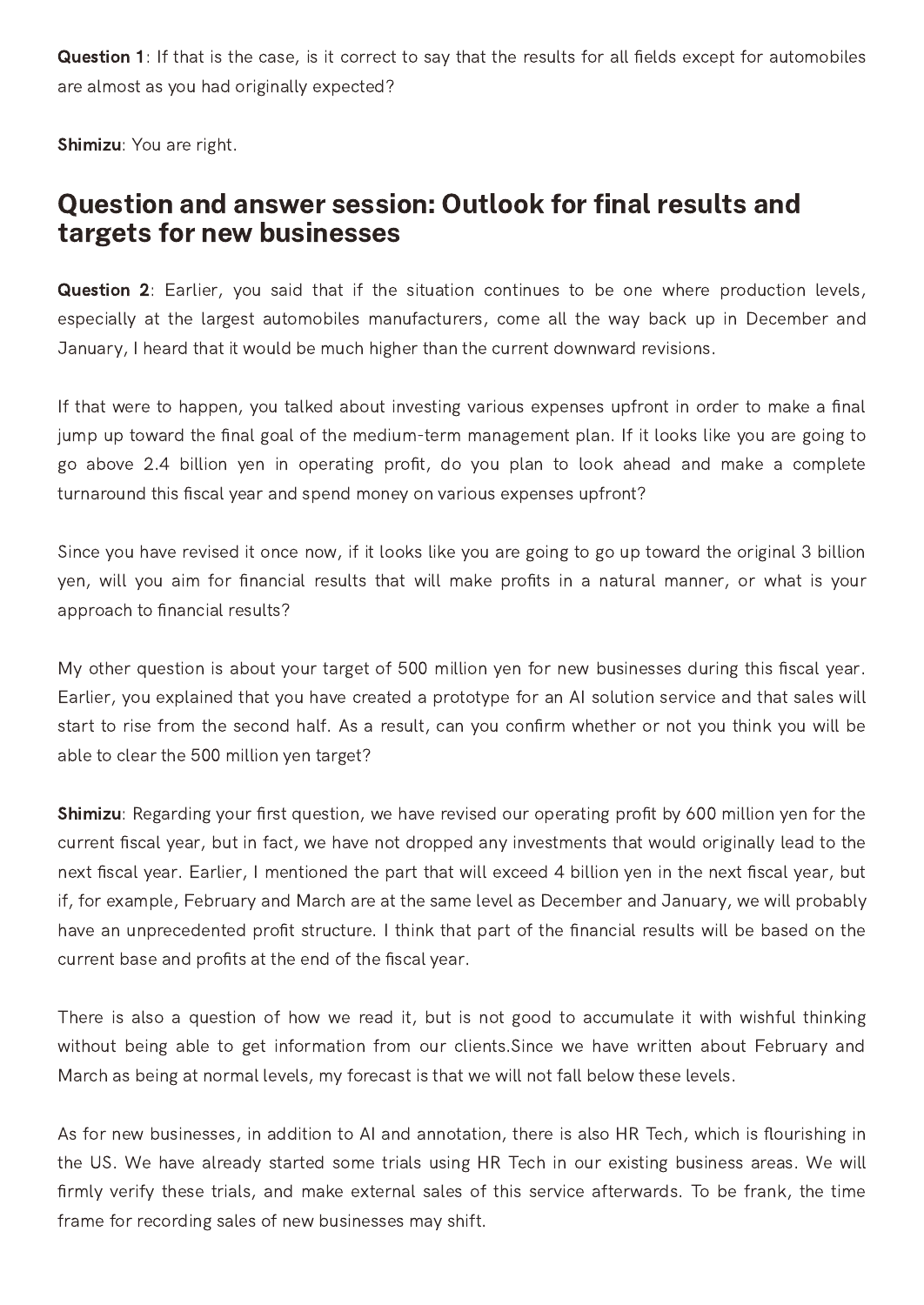**Question 1**: If that is the case, is it correct to say that the results for all fields except for automobiles are almost as you had originally expected?

**Shimizu**: You are right.

## Question and answer session: Outlook for final results and targets for new businesses

**Question 2**: Earlier, you said that if the situation continues to be one where production levels, especially at the largest automobiles manufacturers, come all the way back up in December and January, I heard that it would be much higher than the current downward revisions.

If that were to happen, you talked about investing various expenses upfront in order to make a final jump up toward the final goal of the medium-term management plan. If it looks like you are going to go above 2.4 billion yen in operating profit, do you plan to look ahead and make a complete turnaround this fiscal year and spend money on various expenses upfront?

Since you have revised it once now, if it looks like you are going to go up toward the original 3 billion yen, will you aim for financial results that will make profits in a natural manner, or what is your approach to financial results?

My other question is about your target of 500 million yen for new businesses during this fiscal year. Earlier, you explained that you have created a prototype for an AI solution service and that sales will start to rise from the second half. As a result, can you confirm whether or not you think you will be able to clear the 500 million yen target?

**Shimizu**: Regarding your first question, we have revised our operating profit by 600 million yen for the current fiscal year, but in fact, we have not dropped any investments that would originally lead to the next fiscal year. Earlier, I mentioned the part that will exceed 4 billion yen in the next fiscal year, but if, for example, February and March are at the same level as December and January, we will probably have an unprecedented profit structure. I think that part of the financial results will be based on the current base and profits at the end of the fiscal year.

There is also a question of how we read it, but is not good to accumulate it with wishful thinking without being able to get information from our clients.Since we have written about February and March as being at normal levels, my forecast is that we will not fall below these levels.

As for new businesses, in addition to AI and annotation, there is also HR Tech, which is flourishing in the US. We have already started some trials using HR Tech in our existing business areas. We will firmly verify these trials, and make external sales of this service afterwards. To be frank, the time frame for recording sales of new businesses may shift.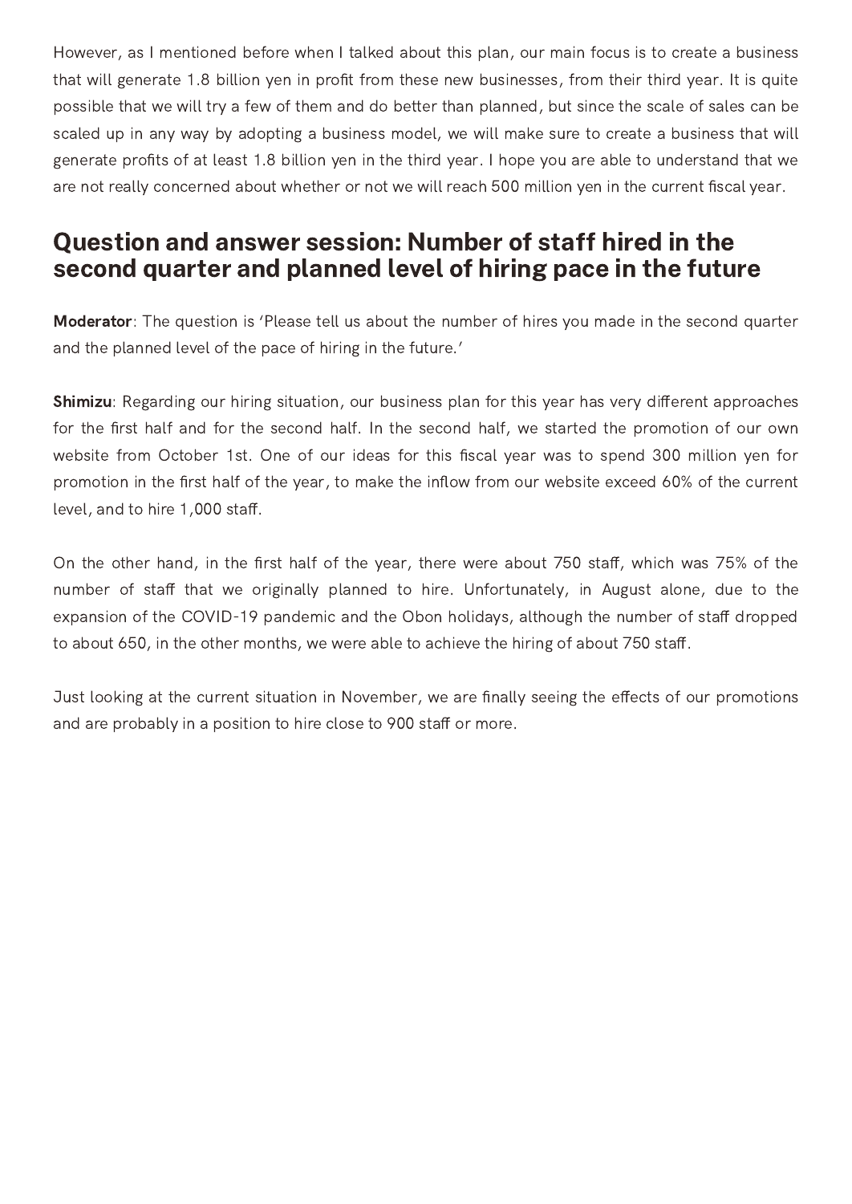However, as I mentioned before when I talked about this plan, our main focus is to create a business that will generate 1.8 billion yen in profit from these new businesses, from their third year. It is quite possible that we will try a few of them and do better than planned, but since the scale of sales can be scaled up in any way by adopting a business model, we will make sure to create a business that will generate profits of at least 1.8 billion yen in the third year. I hope you are able to understand that we are not really concerned about whether or not we will reach 500 million yen in the current fiscal year.

## Question and answer session: Number of staff hired in the second quarter and planned level of hiring pace in the future

**Moderator**: The question is 'Please tell us about the number of hires you made in the second quarter and the planned level of the pace of hiring in the future.'

**Shimizu**: Regarding our hiring situation, our business plan for this year has very different approaches for the first half and for the second half. In the second half, we started the promotion of our own website from October 1st. One of our ideas for this fiscal year was to spend 300 million yen for promotion in the first half of the year, to make the inflow from our website exceed 60% of the current level, and to hire 1,000 staff.

On the other hand, in the first half of the year, there were about 750 staff, which was 75% of the number of staff that we originally planned to hire. Unfortunately, in August alone, due to the expansion of the COVID-19 pandemic and the Obon holidays, although the number of staff dropped to about 650, in the other months, we were able to achieve the hiring of about 750 staff.

Just looking at the current situation in November, we are finally seeing the effects of our promotions and are probably in a position to hire close to 900 staff or more.